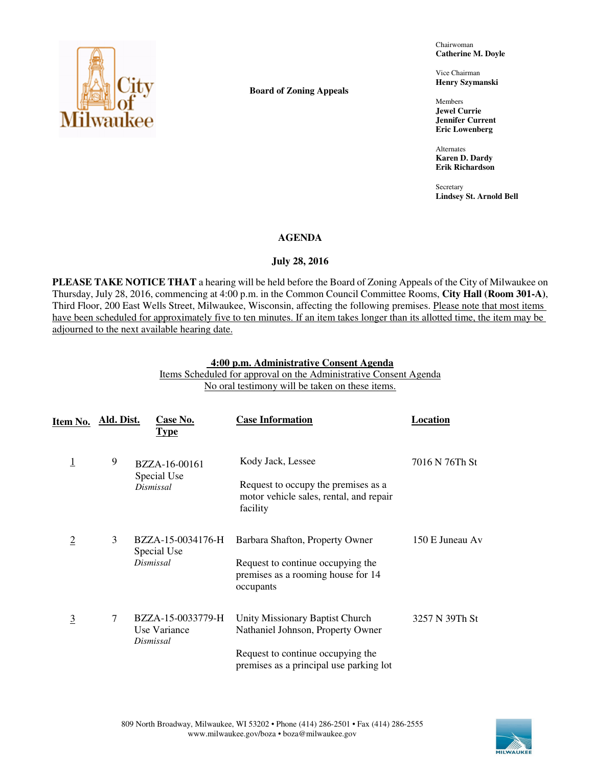**Board of Zoning Appeals**

Chairwoman
**Catherine M. Doyle**

Vice Chairman
**Henry Szymanski**

Members
**Jewel Currie**
**Jennifer Current**
**Eric Lowenberg**

Alternates
**Karen D. Dardy**
**Erik Richardson**

Secretary
**Lindsey St. Arnold Bell**

## AGENDA

**July 28, 2016**

**PLEASE TAKE NOTICE THAT** a hearing will be held before the Board of Zoning Appeals of the City of Milwaukee on Thursday, July 28, 2016, commencing at 4:00 p.m. in the Common Council Committee Rooms, **City Hall (Room 301-A)**, Third Floor, 200 East Wells Street, Milwaukee, Wisconsin, affecting the following premises. Please note that most items have been scheduled for approximately five to ten minutes. If an item takes longer than its allotted time, the item may be adjourned to the next available hearing date.

**4:00 p.m. Administrative Consent Agenda**
Items Scheduled for approval on the Administrative Consent Agenda
No oral testimony will be taken on these items.

| Item No. | Ald. Dist. | Case No. Type | Case Information | Location |
|---|---|---|---|---|
| 1 | 9 | BZZA-16-00161 Special Use *Dismissal* | Kody Jack, Lessee<br><br>Request to occupy the premises as a motor vehicle sales, rental, and repair facility | 7016 N 76Th St |
| 2 | 3 | BZZA-15-0034176-H Special Use *Dismissal* | Barbara Shafton, Property Owner<br><br>Request to continue occupying the premises as a rooming house for 14 occupants | 150 E Juneau Av |
| 3 | 7 | BZZA-15-0033779-H Use Variance *Dismissal* | Unity Missionary Baptist Church Nathaniel Johnson, Property Owner<br><br>Request to continue occupying the premises as a principal use parking lot | 3257 N 39Th St |

809 North Broadway, Milwaukee, WI 53202 • Phone (414) 286-2501 • Fax (414) 286-2555
www.milwaukee.gov/boza • boza@milwaukee.gov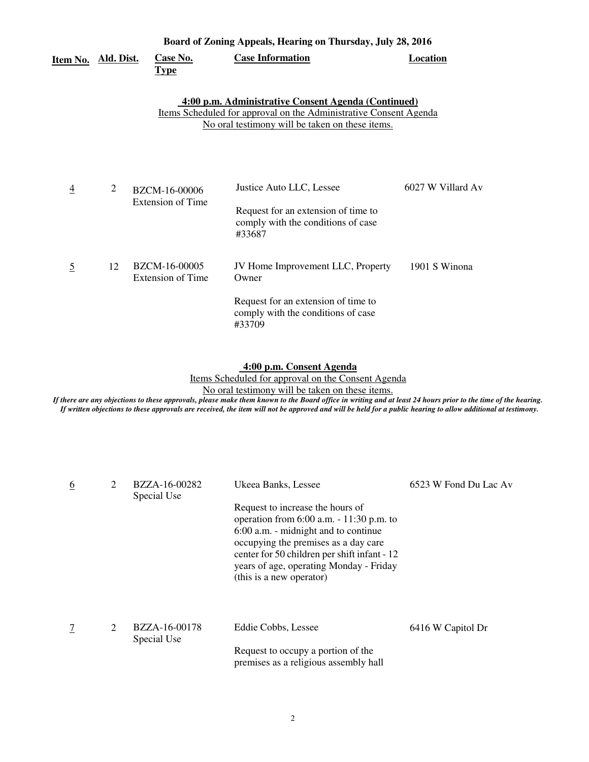**Board of Zoning Appeals, Hearing on Thursday, July 28, 2016**

| Item No. | Ald. Dist. | Case No. Type | Case Information | Location |
|---|---|---|---|---|

**4:00 p.m. Administrative Consent Agenda (Continued)**

Items Scheduled for approval on the Administrative Consent Agenda

No oral testimony will be taken on these items.

| Item No. | Ald. Dist. | Case No. Type | Case Information | Location |
|---|---|---|---|---|
| 4 | 2 | BZCM-16-00006 Extension of Time | Justice Auto LLC, Lessee<br><br>Request for an extension of time to comply with the conditions of case #33687 | 6027 W Villard Av |
| 5 | 12 | BZCM-16-00005 Extension of Time | JV Home Improvement LLC, Property Owner<br><br>Request for an extension of time to comply with the conditions of case #33709 | 1901 S Winona |

**4:00 p.m. Consent Agenda**

Items Scheduled for approval on the Consent Agenda

No oral testimony will be taken on these items.

*If there are any objections to these approvals, please make them known to the Board office in writing and at least 24 hours prior to the time of the hearing. If written objections to these approvals are received, the item will not be approved and will be held for a public hearing to allow additional at testimony.*

| Item No. | Ald. Dist. | Case No. Type | Case Information | Location |
|---|---|---|---|---|
| 6 | 2 | BZZA-16-00282 Special Use | Ukeea Banks, Lessee<br><br>Request to increase the hours of operation from 6:00 a.m. - 11:30 p.m. to 6:00 a.m. - midnight and to continue occupying the premises as a day care center for 50 children per shift infant - 12 years of age, operating Monday - Friday (this is a new operator) | 6523 W Fond Du Lac Av |
| 7 | 2 | BZZA-16-00178 Special Use | Eddie Cobbs, Lessee<br><br>Request to occupy a portion of the premises as a religious assembly hall | 6416 W Capitol Dr |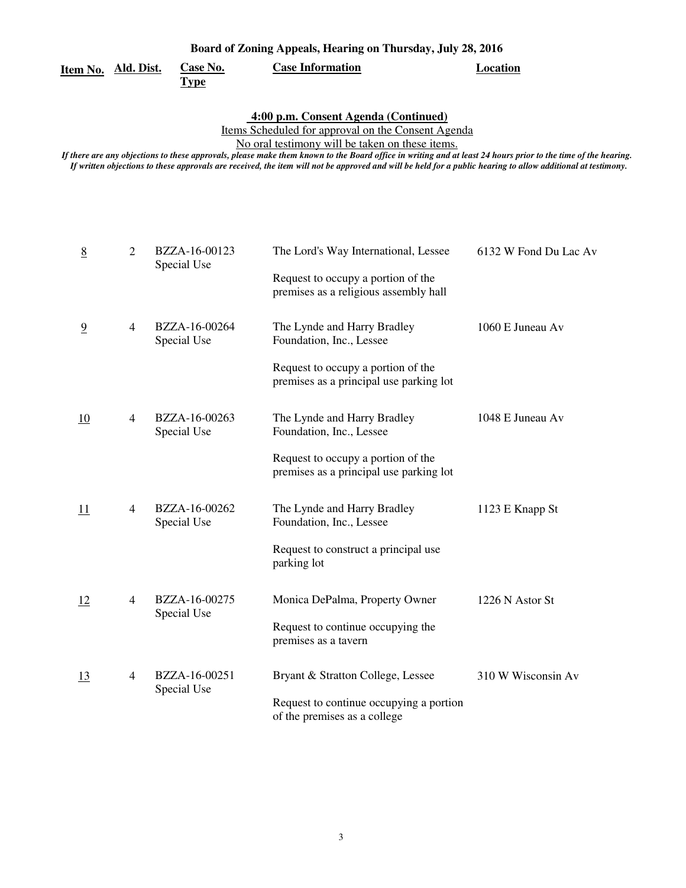**Board of Zoning Appeals, Hearing on Thursday, July 28, 2016**

**4:00 p.m. Consent Agenda (Continued)**

Items Scheduled for approval on the Consent Agenda

No oral testimony will be taken on these items.

*If there are any objections to these approvals, please make them known to the Board office in writing and at least 24 hours prior to the time of the hearing. If written objections to these approvals are received, the item will not be approved and will be held for a public hearing to allow additional at testimony.*

| Item No. | Ald. Dist. | Case No. Type | Case Information | Location |
|---|---|---|---|---|
| 8 | 2 | BZZA-16-00123 Special Use | The Lord's Way International, Lessee<br><br>Request to occupy a portion of the premises as a religious assembly hall | 6132 W Fond Du Lac Av |
| 9 | 4 | BZZA-16-00264 Special Use | The Lynde and Harry Bradley Foundation, Inc., Lessee<br><br>Request to occupy a portion of the premises as a principal use parking lot | 1060 E Juneau Av |
| 10 | 4 | BZZA-16-00263 Special Use | The Lynde and Harry Bradley Foundation, Inc., Lessee<br><br>Request to occupy a portion of the premises as a principal use parking lot | 1048 E Juneau Av |
| 11 | 4 | BZZA-16-00262 Special Use | The Lynde and Harry Bradley Foundation, Inc., Lessee<br><br>Request to construct a principal use parking lot | 1123 E Knapp St |
| 12 | 4 | BZZA-16-00275 Special Use | Monica DePalma, Property Owner<br><br>Request to continue occupying the premises as a tavern | 1226 N Astor St |
| 13 | 4 | BZZA-16-00251 Special Use | Bryant & Stratton College, Lessee<br><br>Request to continue occupying a portion of the premises as a college | 310 W Wisconsin Av |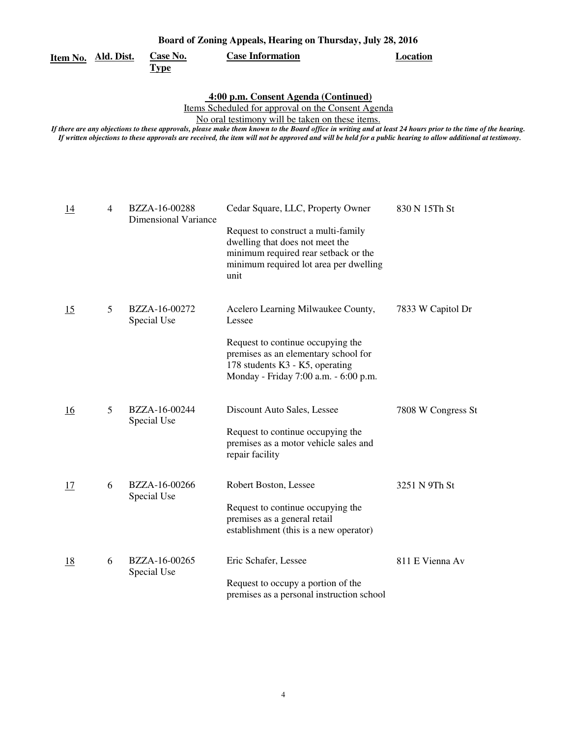**Board of Zoning Appeals, Hearing on Thursday, July 28, 2016**

**4:00 p.m. Consent Agenda (Continued)**

Items Scheduled for approval on the Consent Agenda

No oral testimony will be taken on these items.

*If there are any objections to these approvals, please make them known to the Board office in writing and at least 24 hours prior to the time of the hearing. If written objections to these approvals are received, the item will not be approved and will be held for a public hearing to allow additional at testimony.*

| Item No. | Ald. Dist. | Case No. Type | Case Information | Location |
|---|---|---|---|---|
| 14 | 4 | BZZA-16-00288 Dimensional Variance | Cedar Square, LLC, Property Owner<br><br>Request to construct a multi-family dwelling that does not meet the minimum required rear setback or the minimum required lot area per dwelling unit | 830 N 15Th St |
| 15 | 5 | BZZA-16-00272 Special Use | Acelero Learning Milwaukee County, Lessee<br><br>Request to continue occupying the premises as an elementary school for 178 students K3 - K5, operating Monday - Friday 7:00 a.m. - 6:00 p.m. | 7833 W Capitol Dr |
| 16 | 5 | BZZA-16-00244 Special Use | Discount Auto Sales, Lessee<br><br>Request to continue occupying the premises as a motor vehicle sales and repair facility | 7808 W Congress St |
| 17 | 6 | BZZA-16-00266 Special Use | Robert Boston, Lessee<br><br>Request to continue occupying the premises as a general retail establishment (this is a new operator) | 3251 N 9Th St |
| 18 | 6 | BZZA-16-00265 Special Use | Eric Schafer, Lessee<br><br>Request to occupy a portion of the premises as a personal instruction school | 811 E Vienna Av |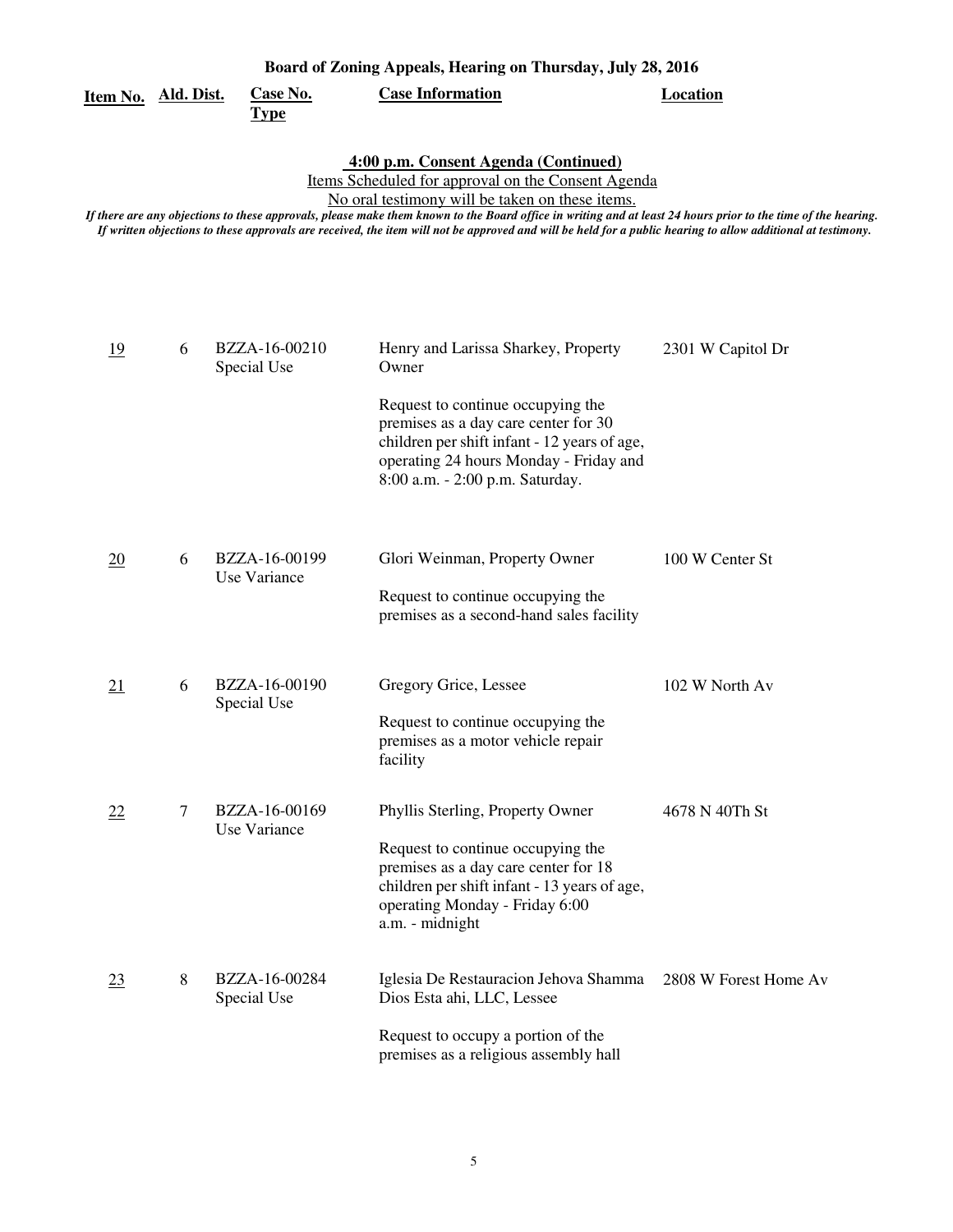**Board of Zoning Appeals, Hearing on Thursday, July 28, 2016**

## 4:00 p.m. Consent Agenda (Continued)

Items Scheduled for approval on the Consent Agenda

No oral testimony will be taken on these items.

*If there are any objections to these approvals, please make them known to the Board office in writing and at least 24 hours prior to the time of the hearing. If written objections to these approvals are received, the item will not be approved and will be held for a public hearing to allow additional at testimony.*

| Item No. | Ald. Dist. | Case No. Type | Case Information | Location |
|---|---|---|---|---|
| 19 | 6 | BZZA-16-00210 Special Use | Henry and Larissa Sharkey, Property Owner<br><br>Request to continue occupying the premises as a day care center for 30 children per shift infant - 12 years of age, operating 24 hours Monday - Friday and 8:00 a.m. - 2:00 p.m. Saturday. | 2301 W Capitol Dr |
| 20 | 6 | BZZA-16-00199 Use Variance | Glori Weinman, Property Owner<br><br>Request to continue occupying the premises as a second-hand sales facility | 100 W Center St |
| 21 | 6 | BZZA-16-00190 Special Use | Gregory Grice, Lessee<br><br>Request to continue occupying the premises as a motor vehicle repair facility | 102 W North Av |
| 22 | 7 | BZZA-16-00169 Use Variance | Phyllis Sterling, Property Owner<br><br>Request to continue occupying the premises as a day care center for 18 children per shift infant - 13 years of age, operating Monday - Friday 6:00 a.m. - midnight | 4678 N 40Th St |
| 23 | 8 | BZZA-16-00284 Special Use | Iglesia De Restauracion Jehova Shamma Dios Esta ahi, LLC, Lessee<br><br>Request to occupy a portion of the premises as a religious assembly hall | 2808 W Forest Home Av |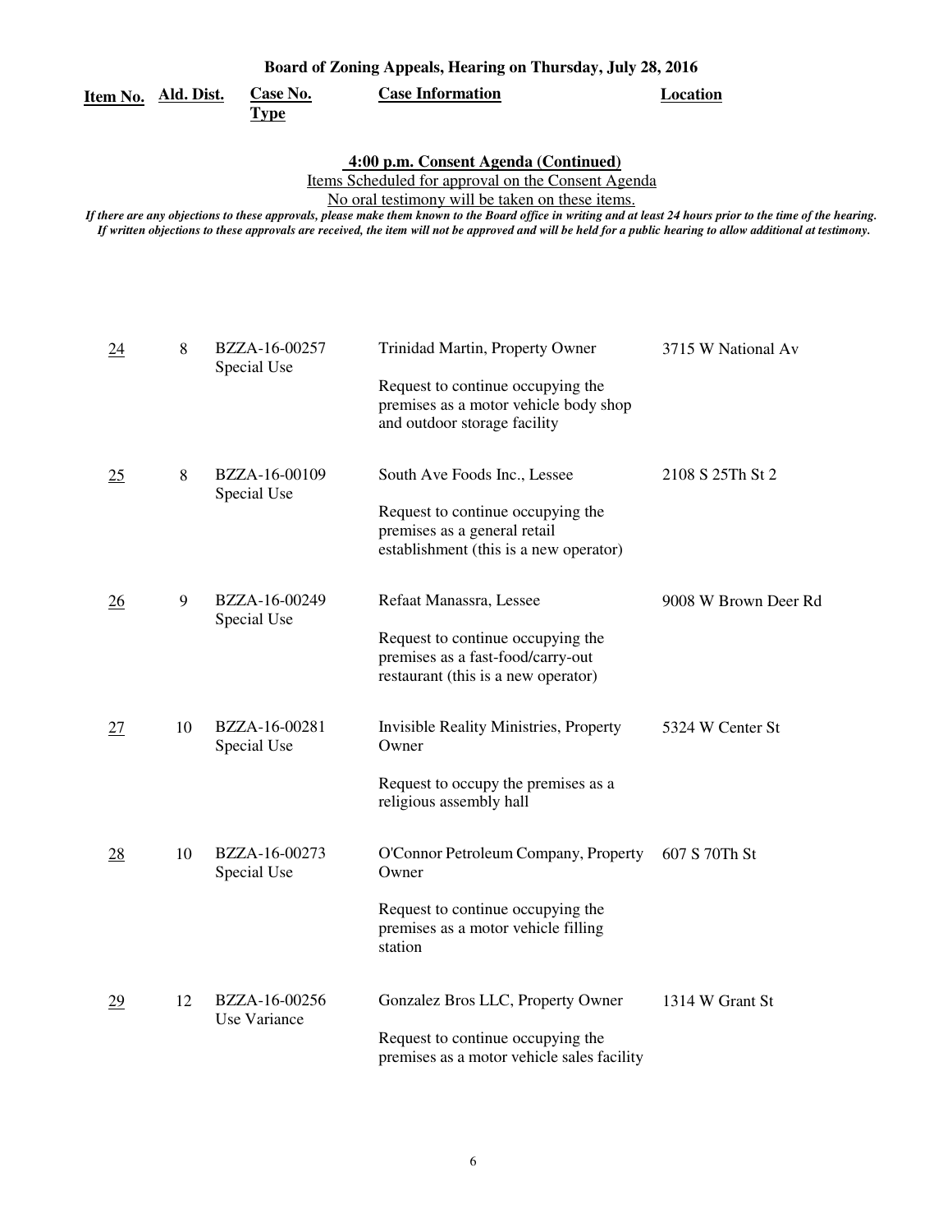**Board of Zoning Appeals, Hearing on Thursday, July 28, 2016**

**4:00 p.m. Consent Agenda (Continued)**

Items Scheduled for approval on the Consent Agenda

No oral testimony will be taken on these items.

*If there are any objections to these approvals, please make them known to the Board office in writing and at least 24 hours prior to the time of the hearing. If written objections to these approvals are received, the item will not be approved and will be held for a public hearing to allow additional at testimony.*

| Item No. | Ald. Dist. | Case No. Type | Case Information | Location |
|---|---|---|---|---|
| 24 | 8 | BZZA-16-00257 Special Use | Trinidad Martin, Property Owner<br><br>Request to continue occupying the premises as a motor vehicle body shop and outdoor storage facility | 3715 W National Av |
| 25 | 8 | BZZA-16-00109 Special Use | South Ave Foods Inc., Lessee<br><br>Request to continue occupying the premises as a general retail establishment (this is a new operator) | 2108 S 25Th St 2 |
| 26 | 9 | BZZA-16-00249 Special Use | Refaat Manassra, Lessee<br><br>Request to continue occupying the premises as a fast-food/carry-out restaurant (this is a new operator) | 9008 W Brown Deer Rd |
| 27 | 10 | BZZA-16-00281 Special Use | Invisible Reality Ministries, Property Owner<br><br>Request to occupy the premises as a religious assembly hall | 5324 W Center St |
| 28 | 10 | BZZA-16-00273 Special Use | O'Connor Petroleum Company, Property Owner<br><br>Request to continue occupying the premises as a motor vehicle filling station | 607 S 70Th St |
| 29 | 12 | BZZA-16-00256 Use Variance | Gonzalez Bros LLC, Property Owner<br><br>Request to continue occupying the premises as a motor vehicle sales facility | 1314 W Grant St |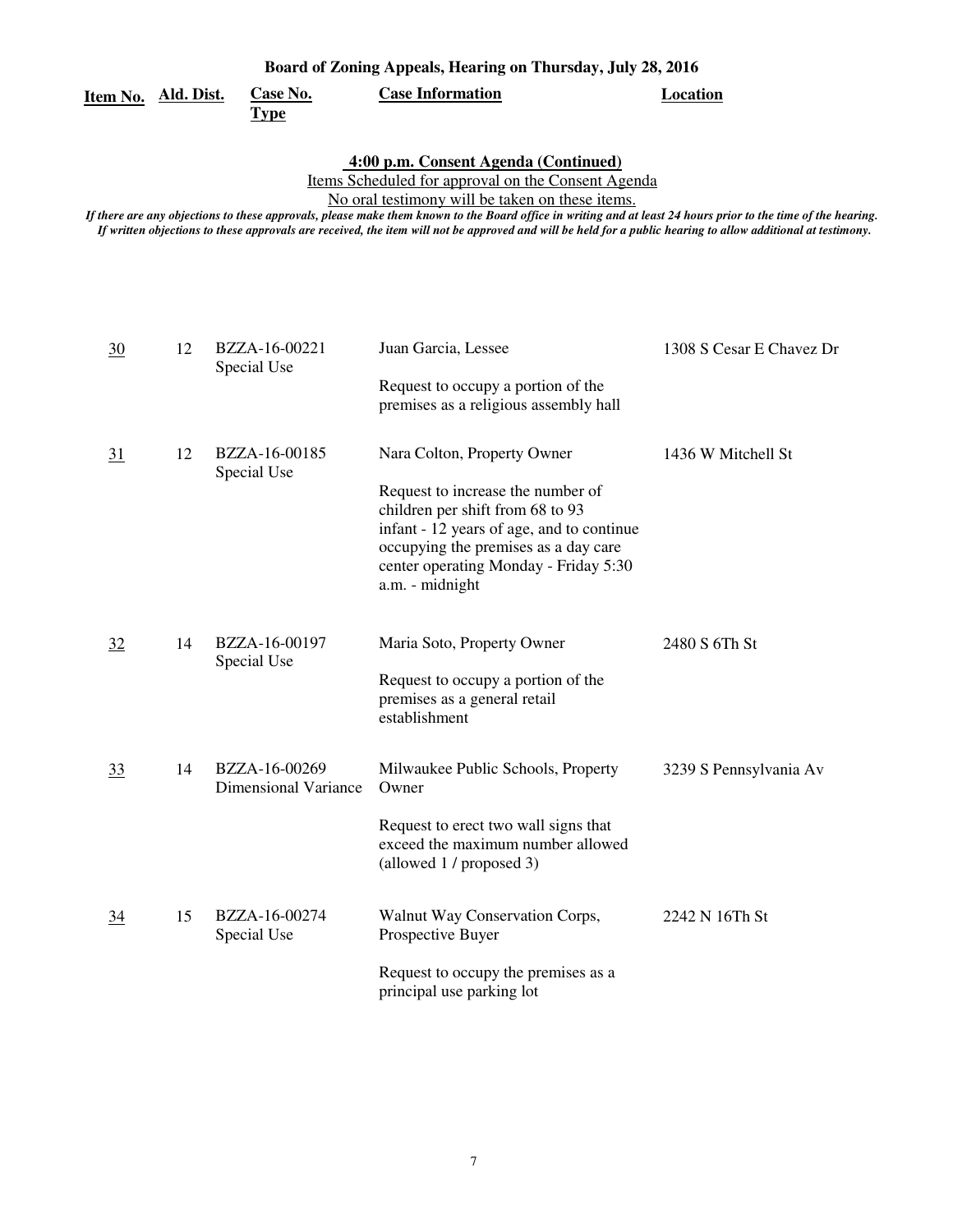**Board of Zoning Appeals, Hearing on Thursday, July 28, 2016**

**4:00 p.m. Consent Agenda (Continued)**

Items Scheduled for approval on the Consent Agenda

No oral testimony will be taken on these items.

*If there are any objections to these approvals, please make them known to the Board office in writing and at least 24 hours prior to the time of the hearing. If written objections to these approvals are received, the item will not be approved and will be held for a public hearing to allow additional at testimony.*

| Item No. | Ald. Dist. | Case No. Type | Case Information | Location |
|---|---|---|---|---|
| 30 | 12 | BZZA-16-00221 Special Use | Juan Garcia, Lessee<br><br>Request to occupy a portion of the premises as a religious assembly hall | 1308 S Cesar E Chavez Dr |
| 31 | 12 | BZZA-16-00185 Special Use | Nara Colton, Property Owner<br><br>Request to increase the number of children per shift from 68 to 93 infant - 12 years of age, and to continue occupying the premises as a day care center operating Monday - Friday 5:30 a.m. - midnight | 1436 W Mitchell St |
| 32 | 14 | BZZA-16-00197 Special Use | Maria Soto, Property Owner<br><br>Request to occupy a portion of the premises as a general retail establishment | 2480 S 6Th St |
| 33 | 14 | BZZA-16-00269 Dimensional Variance | Milwaukee Public Schools, Property Owner<br><br>Request to erect two wall signs that exceed the maximum number allowed (allowed 1 / proposed 3) | 3239 S Pennsylvania Av |
| 34 | 15 | BZZA-16-00274 Special Use | Walnut Way Conservation Corps, Prospective Buyer<br><br>Request to occupy the premises as a principal use parking lot | 2242 N 16Th St |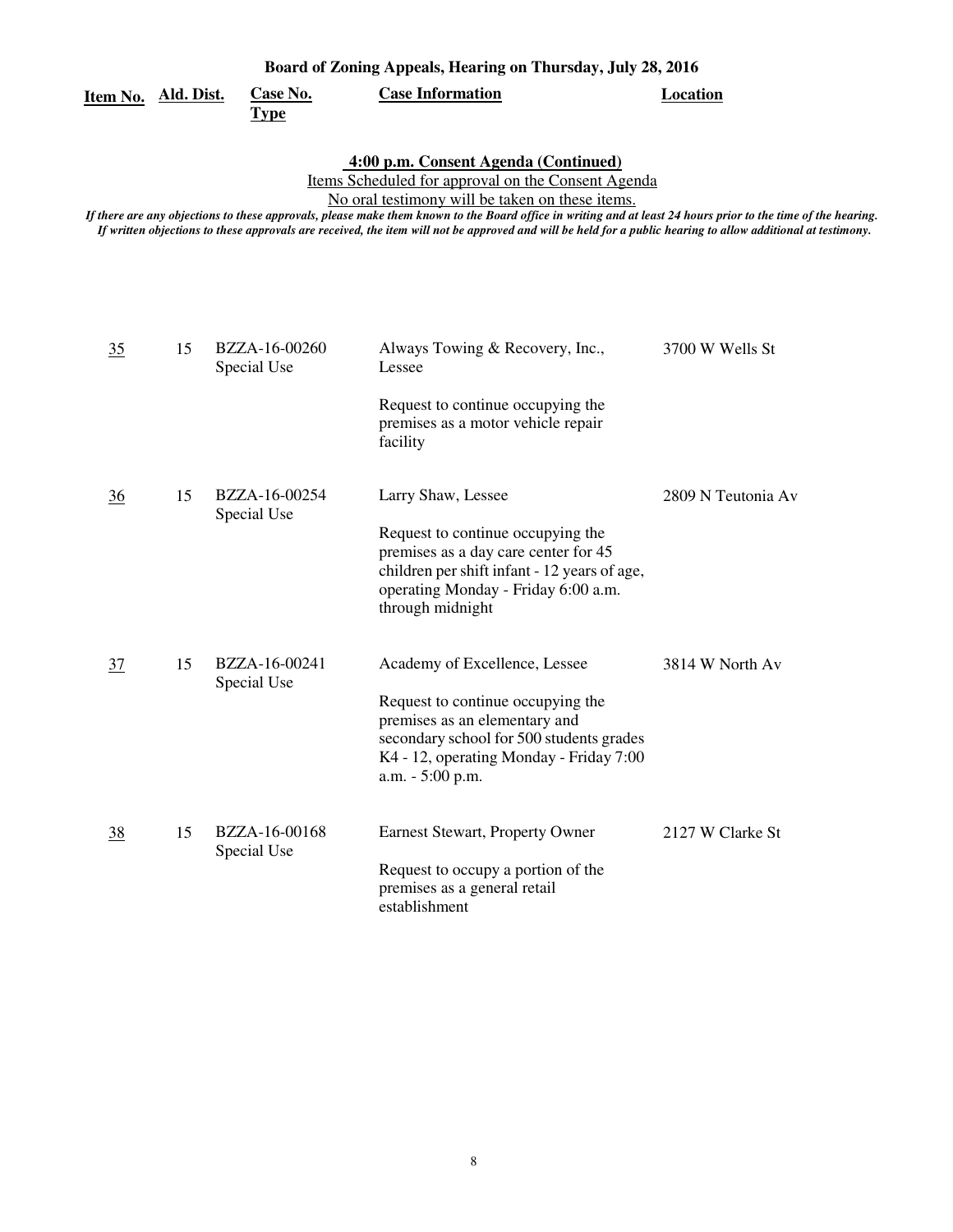**Board of Zoning Appeals, Hearing on Thursday, July 28, 2016**

**4:00 p.m. Consent Agenda (Continued)**

Items Scheduled for approval on the Consent Agenda

No oral testimony will be taken on these items.

*If there are any objections to these approvals, please make them known to the Board office in writing and at least 24 hours prior to the time of the hearing. If written objections to these approvals are received, the item will not be approved and will be held for a public hearing to allow additional at testimony.*

| Item No. | Ald. Dist. | Case No. Type | Case Information | Location |
|---|---|---|---|---|
| 35 | 15 | BZZA-16-00260 Special Use | Always Towing & Recovery, Inc., Lessee<br><br>Request to continue occupying the premises as a motor vehicle repair facility | 3700 W Wells St |
| 36 | 15 | BZZA-16-00254 Special Use | Larry Shaw, Lessee<br><br>Request to continue occupying the premises as a day care center for 45 children per shift infant - 12 years of age, operating Monday - Friday 6:00 a.m. through midnight | 2809 N Teutonia Av |
| 37 | 15 | BZZA-16-00241 Special Use | Academy of Excellence, Lessee<br><br>Request to continue occupying the premises as an elementary and secondary school for 500 students grades K4 - 12, operating Monday - Friday 7:00 a.m. - 5:00 p.m. | 3814 W North Av |
| 38 | 15 | BZZA-16-00168 Special Use | Earnest Stewart, Property Owner<br><br>Request to occupy a portion of the premises as a general retail establishment | 2127 W Clarke St |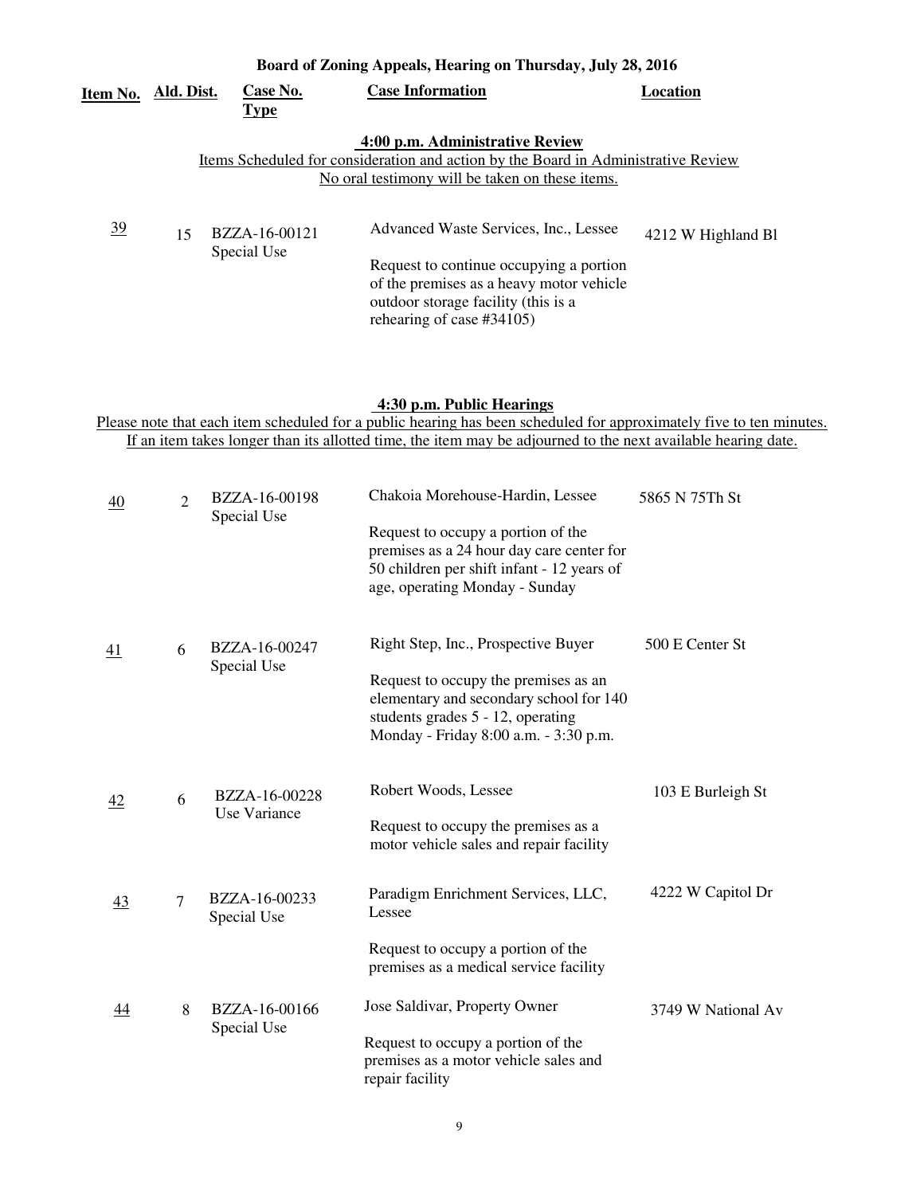# Board of Zoning Appeals, Hearing on Thursday, July 28, 2016

## 4:00 p.m. Administrative Review

Items Scheduled for consideration and action by the Board in Administrative Review
No oral testimony will be taken on these items.

| Item No. | Ald. Dist. | Case No. Type | Case Information | Location |
|---|---|---|---|---|
| 39 | 15 | BZZA-16-00121 Special Use | Advanced Waste Services, Inc., Lessee<br><br>Request to continue occupying a portion of the premises as a heavy motor vehicle outdoor storage facility (this is a rehearing of case #34105) | 4212 W Highland Bl |

## 4:30 p.m. Public Hearings

Please note that each item scheduled for a public hearing has been scheduled for approximately five to ten minutes.
If an item takes longer than its allotted time, the item may be adjourned to the next available hearing date.

| Item No. | Ald. Dist. | Case No. Type | Case Information | Location |
|---|---|---|---|---|
| 40 | 2 | BZZA-16-00198 Special Use | Chakoia Morehouse-Hardin, Lessee<br><br>Request to occupy a portion of the premises as a 24 hour day care center for 50 children per shift infant - 12 years of age, operating Monday - Sunday | 5865 N 75Th St |
| 41 | 6 | BZZA-16-00247 Special Use | Right Step, Inc., Prospective Buyer<br><br>Request to occupy the premises as an elementary and secondary school for 140 students grades 5 - 12, operating Monday - Friday 8:00 a.m. - 3:30 p.m. | 500 E Center St |
| 42 | 6 | BZZA-16-00228 Use Variance | Robert Woods, Lessee<br><br>Request to occupy the premises as a motor vehicle sales and repair facility | 103 E Burleigh St |
| 43 | 7 | BZZA-16-00233 Special Use | Paradigm Enrichment Services, LLC, Lessee<br><br>Request to occupy a portion of the premises as a medical service facility | 4222 W Capitol Dr |
| 44 | 8 | BZZA-16-00166 Special Use | Jose Saldivar, Property Owner<br><br>Request to occupy a portion of the premises as a motor vehicle sales and repair facility | 3749 W National Av |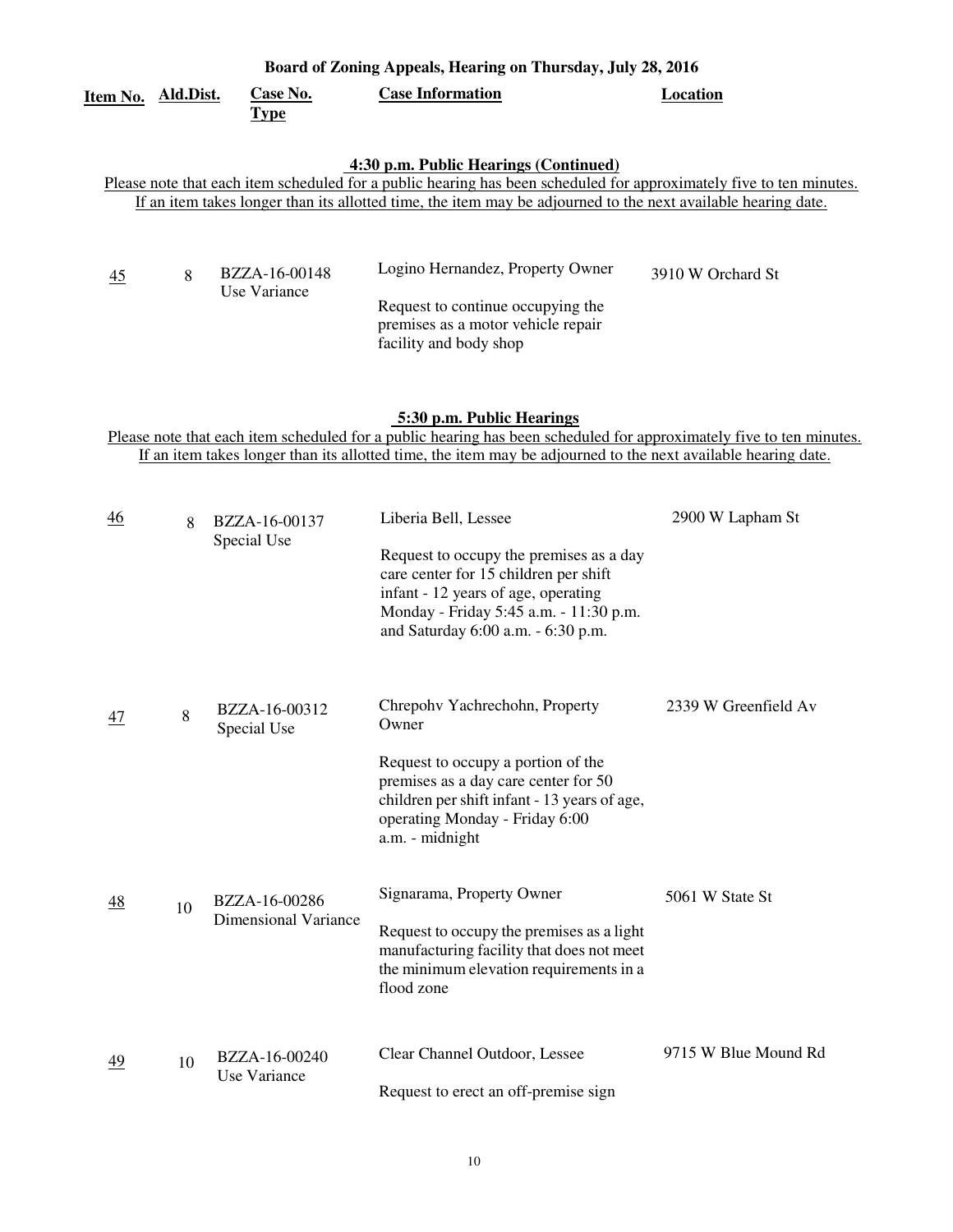**Board of Zoning Appeals, Hearing on Thursday, July 28, 2016**

### 4:30 p.m. Public Hearings (Continued)

Please note that each item scheduled for a public hearing has been scheduled for approximately five to ten minutes. If an item takes longer than its allotted time, the item may be adjourned to the next available hearing date.

| Item No. | Ald.Dist. | Case No. Type | Case Information | Location |
|---|---|---|---|---|
| 45 | 8 | BZZA-16-00148 Use Variance | Logino Hernandez, Property Owner<br><br>Request to continue occupying the premises as a motor vehicle repair facility and body shop | 3910 W Orchard St |

### 5:30 p.m. Public Hearings

Please note that each item scheduled for a public hearing has been scheduled for approximately five to ten minutes. If an item takes longer than its allotted time, the item may be adjourned to the next available hearing date.

| Item No. | Ald.Dist. | Case No. Type | Case Information | Location |
|---|---|---|---|---|
| 46 | 8 | BZZA-16-00137 Special Use | Liberia Bell, Lessee<br><br>Request to occupy the premises as a day care center for 15 children per shift infant - 12 years of age, operating Monday - Friday 5:45 a.m. - 11:30 p.m. and Saturday 6:00 a.m. - 6:30 p.m. | 2900 W Lapham St |
| 47 | 8 | BZZA-16-00312 Special Use | Chrepohv Yachrechohn, Property Owner<br><br>Request to occupy a portion of the premises as a day care center for 50 children per shift infant - 13 years of age, operating Monday - Friday 6:00 a.m. - midnight | 2339 W Greenfield Av |
| 48 | 10 | BZZA-16-00286 Dimensional Variance | Signarama, Property Owner<br><br>Request to occupy the premises as a light manufacturing facility that does not meet the minimum elevation requirements in a flood zone | 5061 W State St |
| 49 | 10 | BZZA-16-00240 Use Variance | Clear Channel Outdoor, Lessee<br><br>Request to erect an off-premise sign | 9715 W Blue Mound Rd |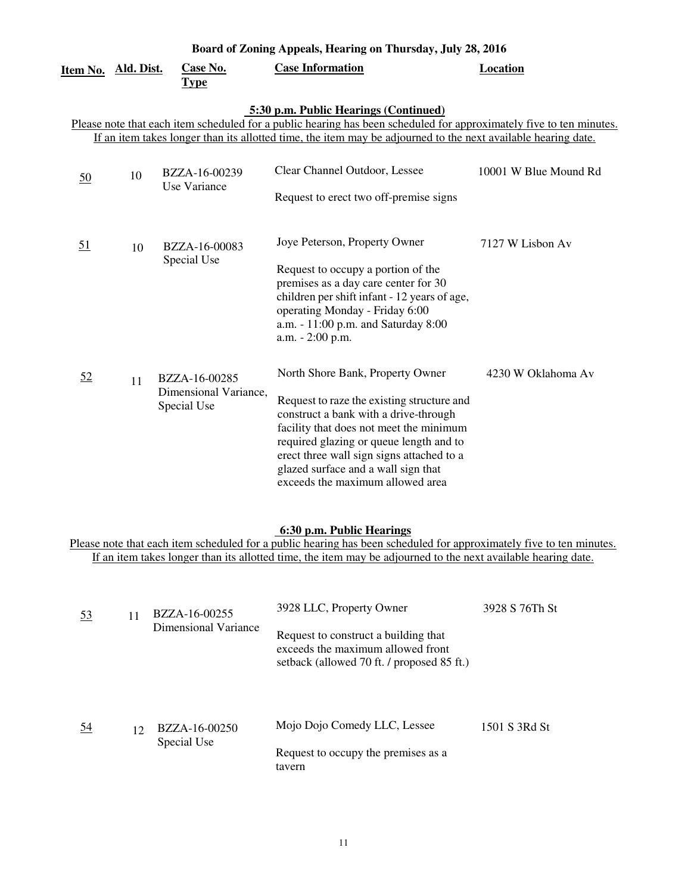**Board of Zoning Appeals, Hearing on Thursday, July 28, 2016**

| Item No. | Ald. Dist. | Case No. Type | Case Information | Location |
|---|---|---|---|---|

**5:30 p.m. Public Hearings (Continued)**

Please note that each item scheduled for a public hearing has been scheduled for approximately five to ten minutes. If an item takes longer than its allotted time, the item may be adjourned to the next available hearing date.

| Item No. | Ald. Dist. | Case No. Type | Case Information | Location |
|---|---|---|---|---|
| 50 | 10 | BZZA-16-00239 Use Variance | Clear Channel Outdoor, Lessee<br><br>Request to erect two off-premise signs | 10001 W Blue Mound Rd |
| 51 | 10 | BZZA-16-00083 Special Use | Joye Peterson, Property Owner<br><br>Request to occupy a portion of the premises as a day care center for 30 children per shift infant - 12 years of age, operating Monday - Friday 6:00 a.m. - 11:00 p.m. and Saturday 8:00 a.m. - 2:00 p.m. | 7127 W Lisbon Av |
| 52 | 11 | BZZA-16-00285 Dimensional Variance, Special Use | North Shore Bank, Property Owner<br><br>Request to raze the existing structure and construct a bank with a drive-through facility that does not meet the minimum required glazing or queue length and to erect three wall sign signs attached to a glazed surface and a wall sign that exceeds the maximum allowed area | 4230 W Oklahoma Av |

**6:30 p.m. Public Hearings**

Please note that each item scheduled for a public hearing has been scheduled for approximately five to ten minutes. If an item takes longer than its allotted time, the item may be adjourned to the next available hearing date.

| Item No. | Ald. Dist. | Case No. Type | Case Information | Location |
|---|---|---|---|---|
| 53 | 11 | BZZA-16-00255 Dimensional Variance | 3928 LLC, Property Owner<br><br>Request to construct a building that exceeds the maximum allowed front setback (allowed 70 ft. / proposed 85 ft.) | 3928 S 76Th St |
| 54 | 12 | BZZA-16-00250 Special Use | Mojo Dojo Comedy LLC, Lessee<br><br>Request to occupy the premises as a tavern | 1501 S 3Rd St |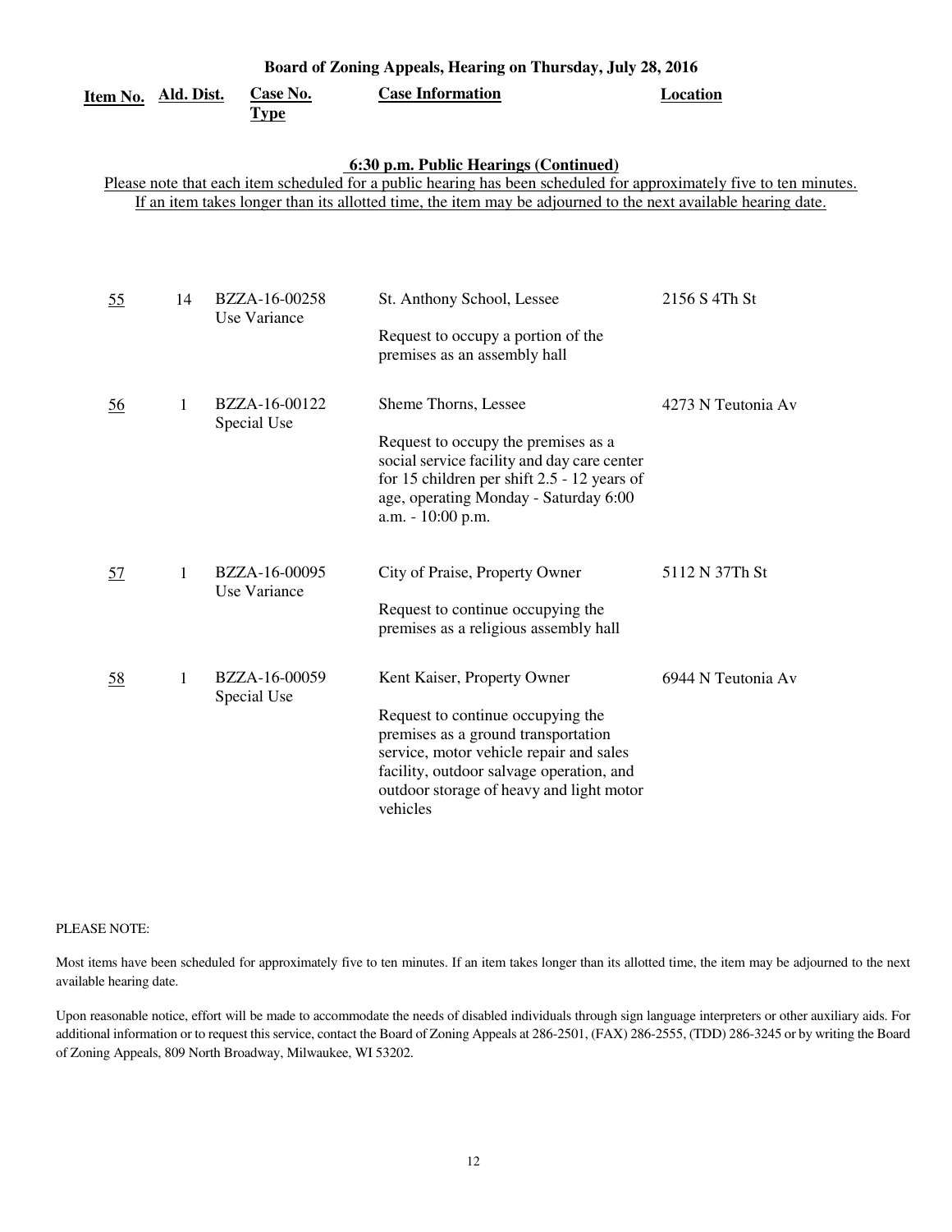**Board of Zoning Appeals, Hearing on Thursday, July 28, 2016**

| Item No. | Ald. Dist. | Case No. Type | Case Information | Location |
|---|---|---|---|---|

**6:30 p.m. Public Hearings (Continued)**

Please note that each item scheduled for a public hearing has been scheduled for approximately five to ten minutes. If an item takes longer than its allotted time, the item may be adjourned to the next available hearing date.

| Item No. | Ald. Dist. | Case No. Type | Case Information | Location |
|---|---|---|---|---|
| 55 | 14 | BZZA-16-00258 Use Variance | St. Anthony School, Lessee<br><br>Request to occupy a portion of the premises as an assembly hall | 2156 S 4Th St |
| 56 | 1 | BZZA-16-00122 Special Use | Sheme Thorns, Lessee<br><br>Request to occupy the premises as a social service facility and day care center for 15 children per shift 2.5 - 12 years of age, operating Monday - Saturday 6:00 a.m. - 10:00 p.m. | 4273 N Teutonia Av |
| 57 | 1 | BZZA-16-00095 Use Variance | City of Praise, Property Owner<br><br>Request to continue occupying the premises as a religious assembly hall | 5112 N 37Th St |
| 58 | 1 | BZZA-16-00059 Special Use | Kent Kaiser, Property Owner<br><br>Request to continue occupying the premises as a ground transportation service, motor vehicle repair and sales facility, outdoor salvage operation, and outdoor storage of heavy and light motor vehicles | 6944 N Teutonia Av |

PLEASE NOTE:

Most items have been scheduled for approximately five to ten minutes. If an item takes longer than its allotted time, the item may be adjourned to the next available hearing date.

Upon reasonable notice, effort will be made to accommodate the needs of disabled individuals through sign language interpreters or other auxiliary aids. For additional information or to request this service, contact the Board of Zoning Appeals at 286-2501, (FAX) 286-2555, (TDD) 286-3245 or by writing the Board of Zoning Appeals, 809 North Broadway, Milwaukee, WI 53202.